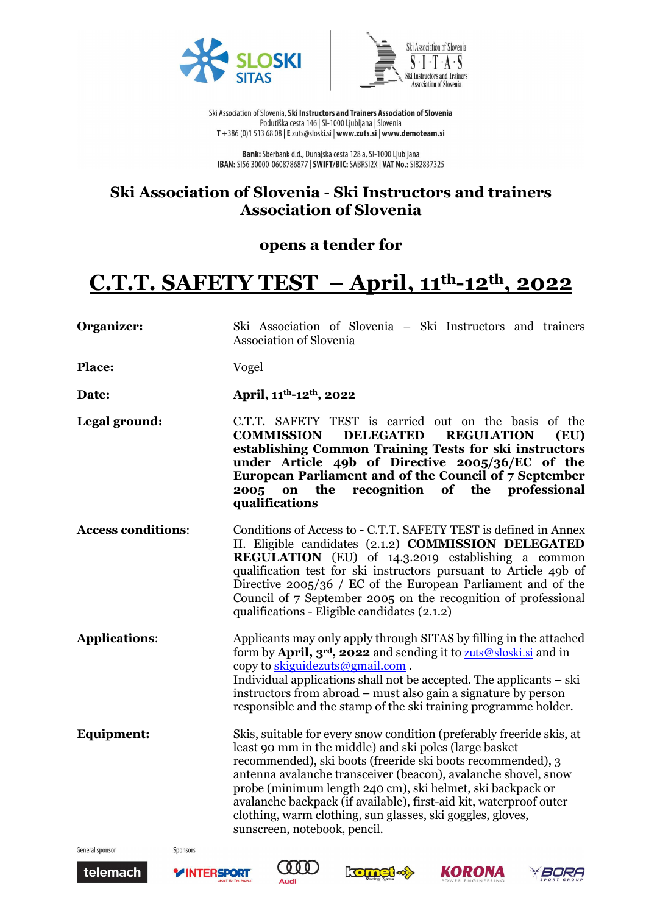Ski Association of Slovenia, **Ski Instructors and Trainers Association of Slovenia**
Podutiška cesta 146 | SI-1000 Ljubljana | Slovenia
T +386 (0)1 513 68 08 | E zuts@sloski.si | **www.zuts.si** | **www.demoteam.si**

**Bank:** Sberbank d.d., Dunajska cesta 128 a, SI-1000 Ljubljana
**IBAN:** SI56 30000-0608786877 | **SWIFT/BIC:** SABRSI2X | **VAT No.:** SI82837325

## Ski Association of Slovenia - Ski Instructors and trainers Association of Slovenia

### opens a tender for

# C.T.T. SAFETY TEST – April, 11th-12th, 2022

**Organizer:** Ski Association of Slovenia – Ski Instructors and trainers Association of Slovenia

**Place:** Vogel

**Date:** **April, 11th-12th, 2022**

**Legal ground:** C.T.T. SAFETY TEST is carried out on the basis of the **COMMISSION DELEGATED REGULATION (EU) establishing Common Training Tests for ski instructors under Article 49b of Directive 2005/36/EC of the European Parliament and of the Council of 7 September 2005 on the recognition of the professional qualifications**

**Access conditions**: Conditions of Access to - C.T.T. SAFETY TEST is defined in Annex II. Eligible candidates (2.1.2) **COMMISSION DELEGATED REGULATION** (EU) of 14.3.2019 establishing a common qualification test for ski instructors pursuant to Article 49b of Directive 2005/36 / EC of the European Parliament and of the Council of 7 September 2005 on the recognition of professional qualifications - Eligible candidates (2.1.2)

**Applications**: Applicants may only apply through SITAS by filling in the attached form by **April, 3rd, 2022** and sending it to zuts@sloski.si and in copy to skiguidezuts@gmail.com .
Individual applications shall not be accepted. The applicants – ski instructors from abroad – must also gain a signature by person responsible and the stamp of the ski training programme holder.

**Equipment:** Skis, suitable for every snow condition (preferably freeride skis, at least 90 mm in the middle) and ski poles (large basket recommended), ski boots (freeride ski boots recommended), 3 antenna avalanche transceiver (beacon), avalanche shovel, snow probe (minimum length 240 cm), ski helmet, ski backpack or avalanche backpack (if available), first-aid kit, waterproof outer clothing, warm clothing, sun glasses, ski goggles, gloves, sunscreen, notebook, pencil.

General sponsor: telemach
Sponsors: Intersport, Audi, Komet, Korona, Bora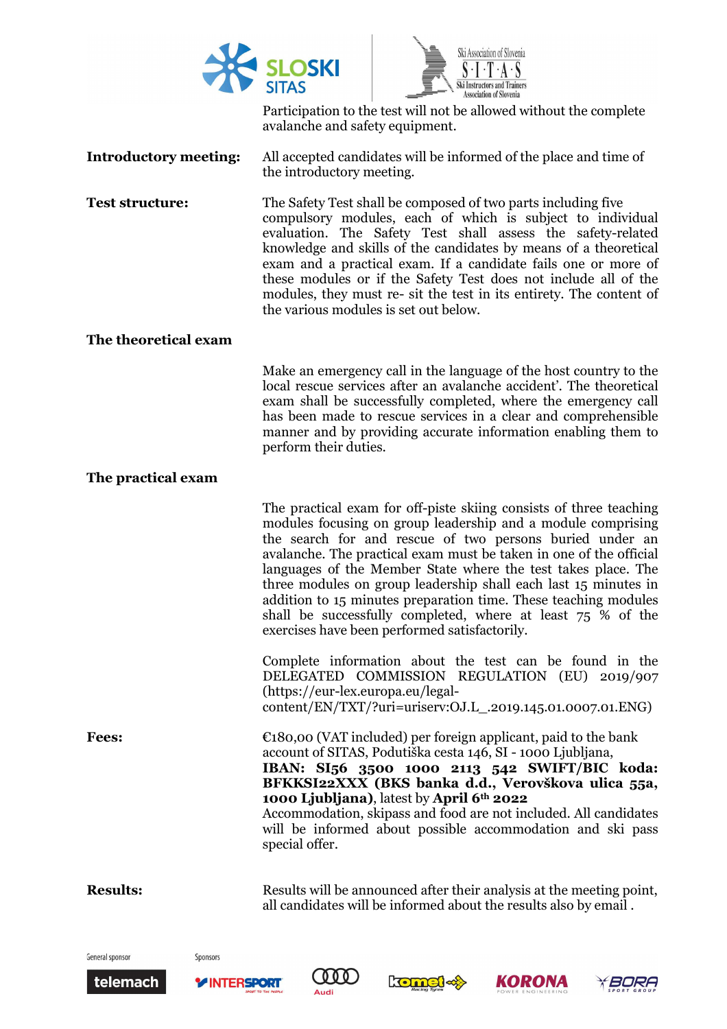Participation to the test will not be allowed without the complete avalanche and safety equipment.

**Introductory meeting:** All accepted candidates will be informed of the place and time of the introductory meeting.

**Test structure:** The Safety Test shall be composed of two parts including five compulsory modules, each of which is subject to individual evaluation. The Safety Test shall assess the safety-related knowledge and skills of the candidates by means of a theoretical exam and a practical exam. If a candidate fails one or more of these modules or if the Safety Test does not include all of the modules, they must re- sit the test in its entirety. The content of the various modules is set out below.

**The theoretical exam**

Make an emergency call in the language of the host country to the local rescue services after an avalanche accident'. The theoretical exam shall be successfully completed, where the emergency call has been made to rescue services in a clear and comprehensible manner and by providing accurate information enabling them to perform their duties.

**The practical exam**

The practical exam for off-piste skiing consists of three teaching modules focusing on group leadership and a module comprising the search for and rescue of two persons buried under an avalanche. The practical exam must be taken in one of the official languages of the Member State where the test takes place. The three modules on group leadership shall each last 15 minutes in addition to 15 minutes preparation time. These teaching modules shall be successfully completed, where at least 75 % of the exercises have been performed satisfactorily.

Complete information about the test can be found in the DELEGATED COMMISSION REGULATION (EU) 2019/907 (https://eur-lex.europa.eu/legal-content/EN/TXT/?uri=uriserv:OJ.L_.2019.145.01.0007.01.ENG)

**Fees:** €180,00 (VAT included) per foreign applicant, paid to the bank account of SITAS, Podutiška cesta 146, SI - 1000 Ljubljana, **IBAN: SI56 3500 1000 2113 542 SWIFT/BIC koda: BFKKSI22XXX (BKS banka d.d., Verovškova ulica 55a, 1000 Ljubljana)**, latest by **April 6th 2022**
Accommodation, skipass and food are not included. All candidates will be informed about possible accommodation and ski pass special offer.

**Results:** Results will be announced after their analysis at the meeting point, all candidates will be informed about the results also by email .

General sponsor: telemach

Sponsors: INTERSPORT, Audi, Komet, KORONA, BORA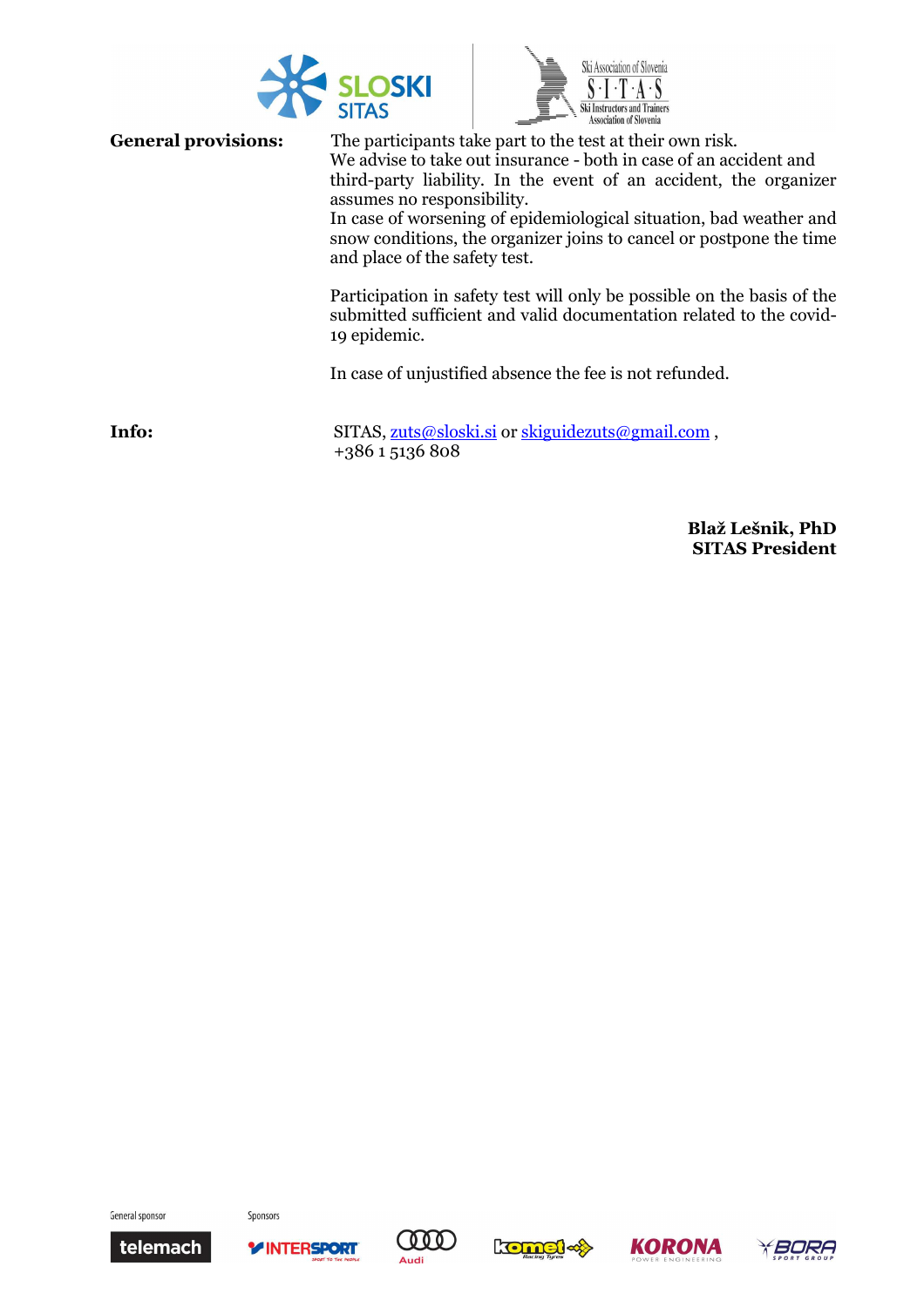**General provisions:**

The participants take part to the test at their own risk.
We advise to take out insurance - both in case of an accident and third-party liability. In the event of an accident, the organizer assumes no responsibility.
In case of worsening of epidemiological situation, bad weather and snow conditions, the organizer joins to cancel or postpone the time and place of the safety test.

Participation in safety test will only be possible on the basis of the submitted sufficient and valid documentation related to the covid-19 epidemic.

In case of unjustified absence the fee is not refunded.

**Info:**

SITAS, zuts@sloski.si or skiguidezuts@gmail.com ,
+386 1 5136 808

**Blaž Lešnik, PhD**
**SITAS President**